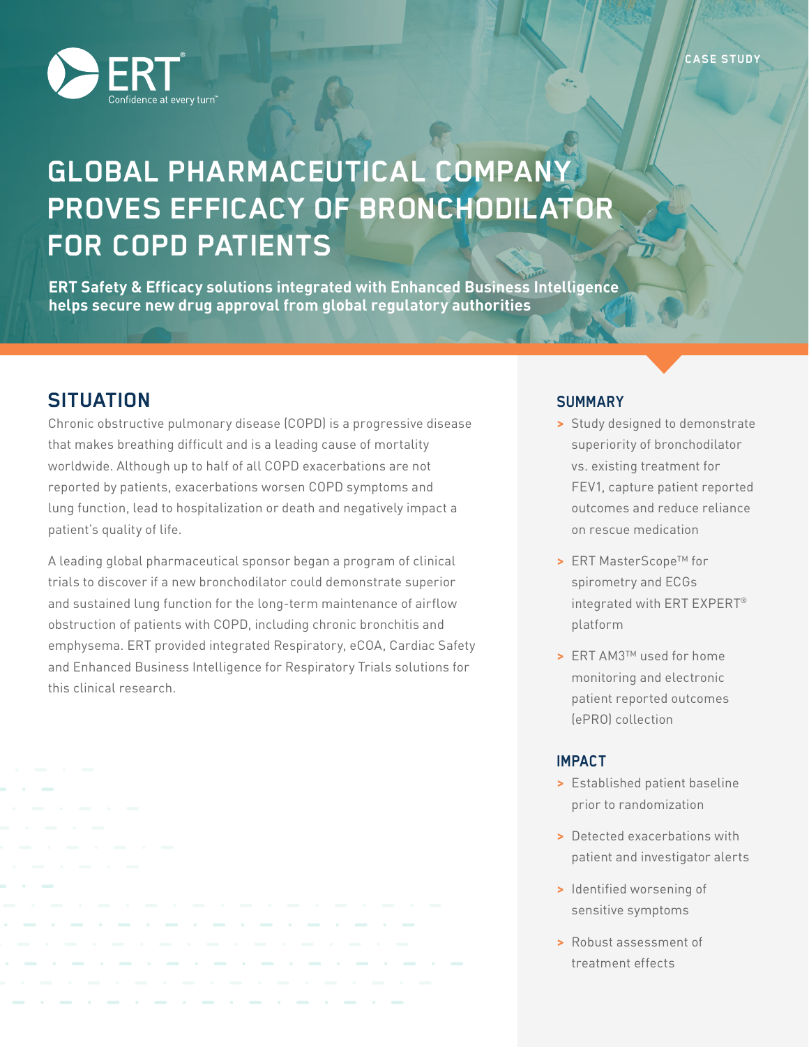CASE STUDY

# GLOBAL PHARMACEUTICAL COMPANY PROVES EFFICACY OF BRONCHODILATOR FOR COPD PATIENTS

**ERT Safety & Efficacy solutions integrated with Enhanced Business Intelligence helps secure new drug approval from global regulatory authorities**

## SITUATION

Chronic obstructive pulmonary disease (COPD) is a progressive disease that makes breathing difficult and is a leading cause of mortality worldwide. Although up to half of all COPD exacerbations are not reported by patients, exacerbations worsen COPD symptoms and lung function, lead to hospitalization or death and negatively impact a patient's quality of life.

A leading global pharmaceutical sponsor began a program of clinical trials to discover if a new bronchodilator could demonstrate superior and sustained lung function for the long-term maintenance of airflow obstruction of patients with COPD, including chronic bronchitis and emphysema. ERT provided integrated Respiratory, eCOA, Cardiac Safety and Enhanced Business Intelligence for Respiratory Trials solutions for this clinical research.

### SUMMARY

- Study designed to demonstrate superiority of bronchodilator vs. existing treatment for FEV1, capture patient reported outcomes and reduce reliance on rescue medication
- ERT MasterScope™ for spirometry and ECGs integrated with ERT EXPERT® platform
- ERT AM3™ used for home monitoring and electronic patient reported outcomes (ePRO) collection

### IMPACT

- Established patient baseline prior to randomization
- Detected exacerbations with patient and investigator alerts
- Identified worsening of sensitive symptoms
- Robust assessment of treatment effects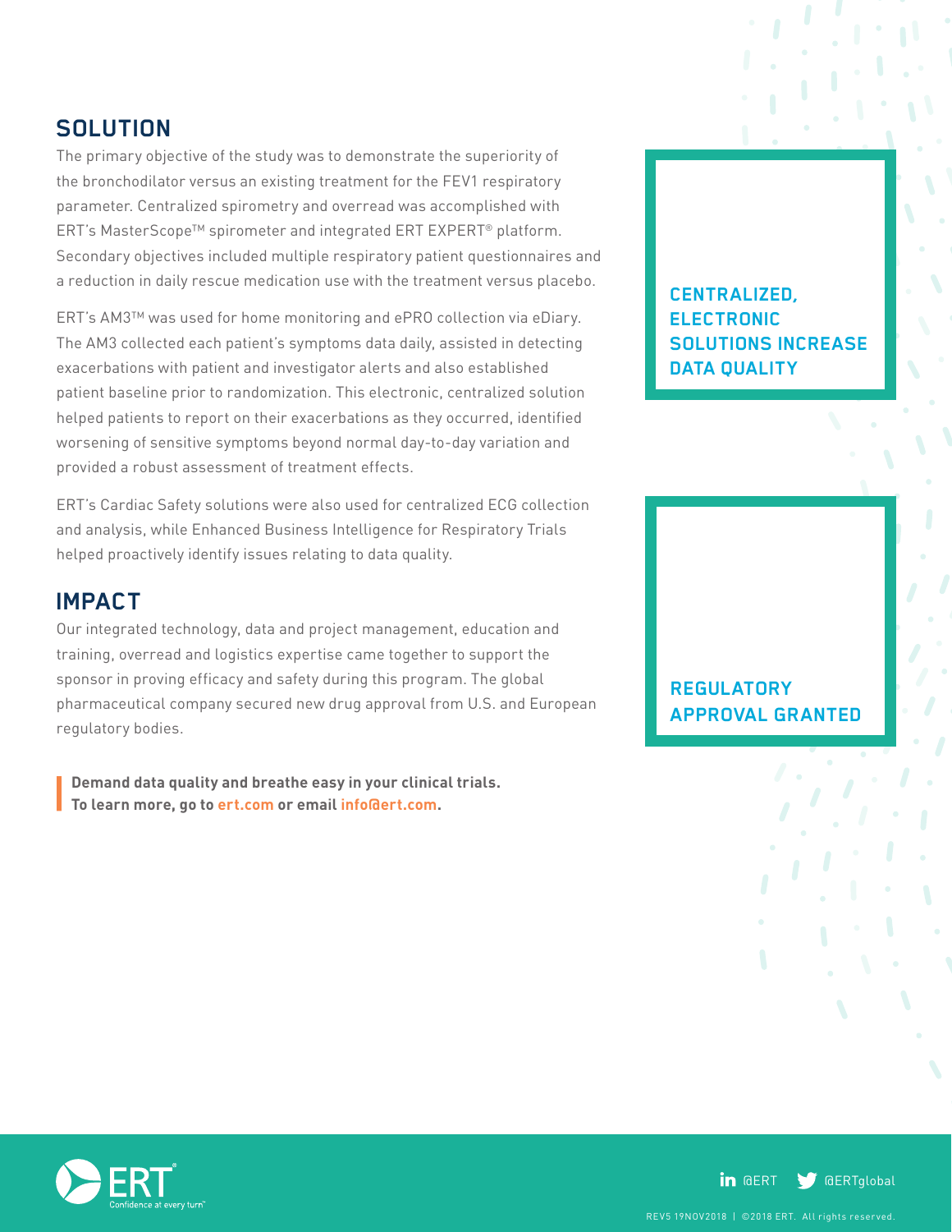## SOLUTION

The primary objective of the study was to demonstrate the superiority of the bronchodilator versus an existing treatment for the FEV1 respiratory parameter. Centralized spirometry and overread was accomplished with ERT's MasterScope™ spirometer and integrated ERT EXPERT® platform. Secondary objectives included multiple respiratory patient questionnaires and a reduction in daily rescue medication use with the treatment versus placebo.

ERT's AM3™ was used for home monitoring and ePRO collection via eDiary. The AM3 collected each patient's symptoms data daily, assisted in detecting exacerbations with patient and investigator alerts and also established patient baseline prior to randomization. This electronic, centralized solution helped patients to report on their exacerbations as they occurred, identified worsening of sensitive symptoms beyond normal day-to-day variation and provided a robust assessment of treatment effects.

ERT's Cardiac Safety solutions were also used for centralized ECG collection and analysis, while Enhanced Business Intelligence for Respiratory Trials helped proactively identify issues relating to data quality.

**CENTRALIZED, ELECTRONIC SOLUTIONS INCREASE DATA QUALITY**

## IMPACT

Our integrated technology, data and project management, education and training, overread and logistics expertise came together to support the sponsor in proving efficacy and safety during this program. The global pharmaceutical company secured new drug approval from U.S. and European regulatory bodies.

**REGULATORY APPROVAL GRANTED**

**Demand data quality and breathe easy in your clinical trials.**
**To learn more, go to ert.com or email info@ert.com.**

ERT® Confidence at every turn™

@ERT @ERTglobal

REV5 19NOV2018 | ©2018 ERT. All rights reserved.